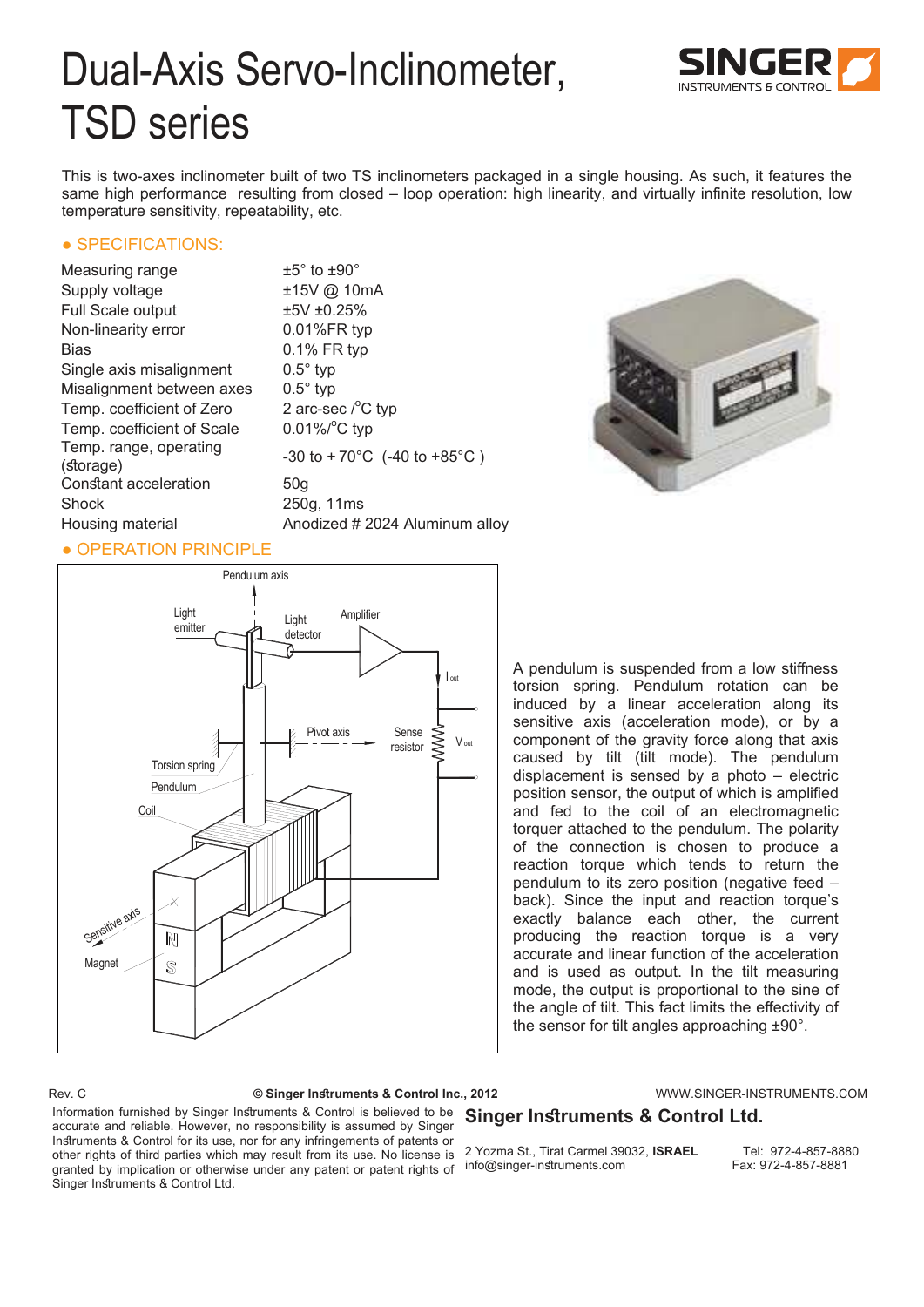# Dual-Axis Servo-Inclinometer, TSD series

This is two-axes inclinometer built of two TS inclinometers packaged in a single housing. As such, it features the same high performance resulting from closed – loop operation: high linearity, and virtually infinite resolution, low temperature sensitivity, repeatability, etc.

## • SPECIFICATIONS:

| | |
|---|---|
| Measuring range | ±5° to ±90° |
| Supply voltage | ±15V @ 10mA |
| Full Scale output | ±5V ±0.25% |
| Non-linearity error | 0.01%FR typ |
| Bias | 0.1% FR typ |
| Single axis misalignment | 0.5° typ |
| Misalignment between axes | 0.5° typ |
| Temp. coefficient of Zero | 2 arc-sec /°C typ |
| Temp. coefficient of Scale | 0.01%/°C typ |
| Temp. range, operating (storage) | -30 to + 70°C (-40 to +85°C ) |
| Constant acceleration | 50g |
| Shock | 250g, 11ms |
| Housing material | Anodized # 2024 Aluminum alloy |

## • OPERATION PRINCIPLE

A pendulum is suspended from a low stiffness torsion spring. Pendulum rotation can be induced by a linear acceleration along its sensitive axis (acceleration mode), or by a component of the gravity force along that axis caused by tilt (tilt mode). The pendulum displacement is sensed by a photo – electric position sensor, the output of which is amplified and fed to the coil of an electromagnetic torquer attached to the pendulum. The polarity of the connection is chosen to produce a reaction torque which tends to return the pendulum to its zero position (negative feed – back). Since the input and reaction torque's exactly balance each other, the current producing the reaction torque is a very accurate and linear function of the acceleration and is used as output. In the tilt measuring mode, the output is proportional to the sine of the angle of tilt. This fact limits the effectivity of the sensor for tilt angles approaching ±90°.

Rev. C © Singer Instruments & Control Inc., 2012 WWW.SINGER-INSTRUMENTS.COM

Information furnished by Singer Instruments & Control is believed to be accurate and reliable. However, no responsibility is assumed by Singer Instruments & Control for its use, nor for any infringements of patents or other rights of third parties which may result from its use. No license is granted by implication or otherwise under any patent or patent rights of Singer Instruments & Control Ltd.

**Singer Instruments & Control Ltd.**

2 Yozma St., Tirat Carmel 39032, **ISRAEL**
info@singer-instruments.com

Tel: 972-4-857-8880
Fax: 972-4-857-8881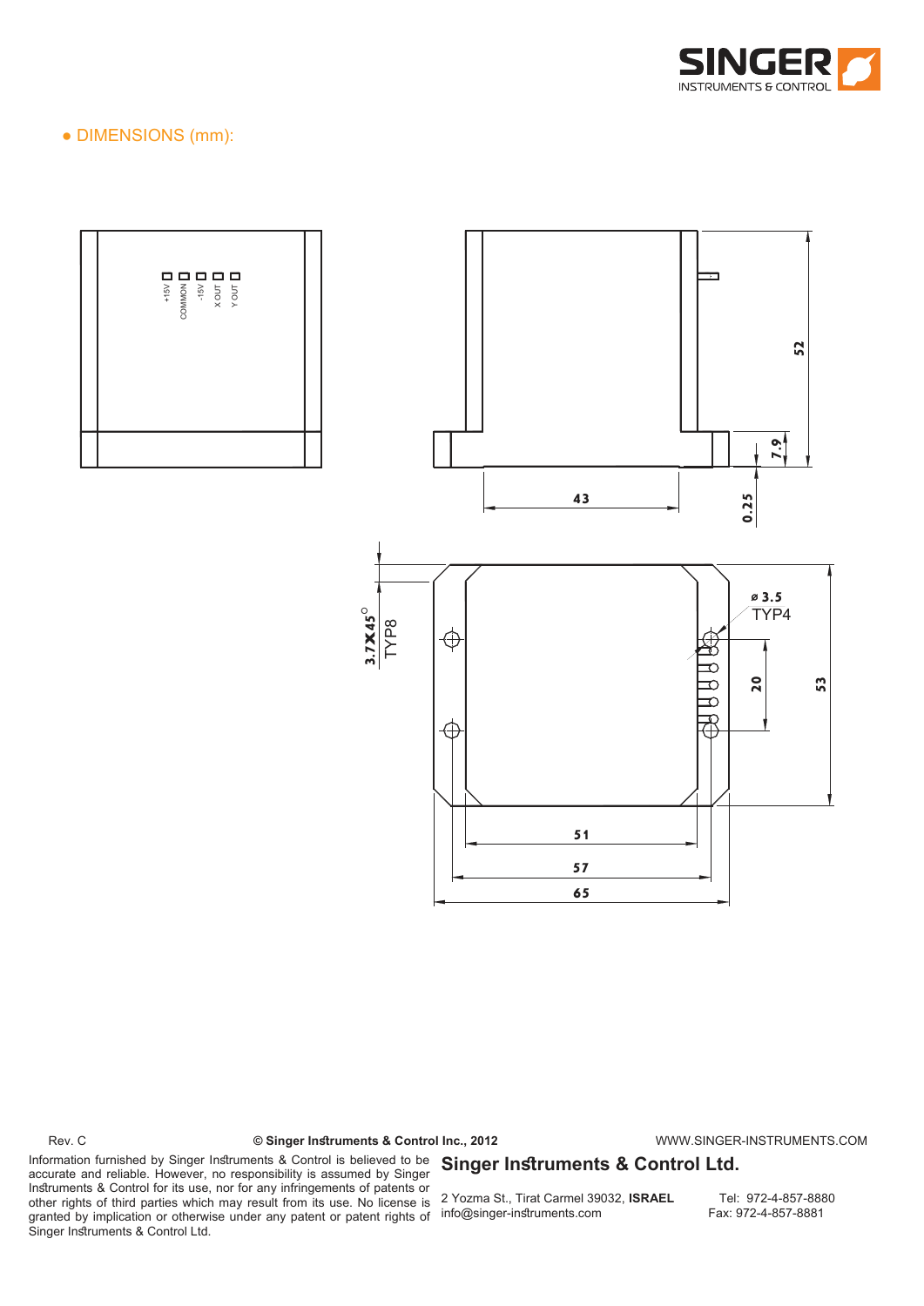- DIMENSIONS (mm):

+15V
COMMON
-15V
X OUT
Y OUT

52
7.9
43
0.25

3.7X45°
TYP8
ø 3.5
TYP4
20
53
51
57
65

Rev. C

© Singer Instruments & Control Inc., 2012

WWW.SINGER-INSTRUMENTS.COM

Information furnished by Singer Instruments & Control is believed to be accurate and reliable. However, no responsibility is assumed by Singer Instruments & Control for its use, nor for any infringements of patents or other rights of third parties which may result from its use. No license is granted by implication or otherwise under any patent or patent rights of Singer Instruments & Control Ltd.

**Singer Instruments & Control Ltd.**

2 Yozma St., Tirat Carmel 39032, **ISRAEL**
info@singer-instruments.com

Tel: 972-4-857-8880
Fax: 972-4-857-8881